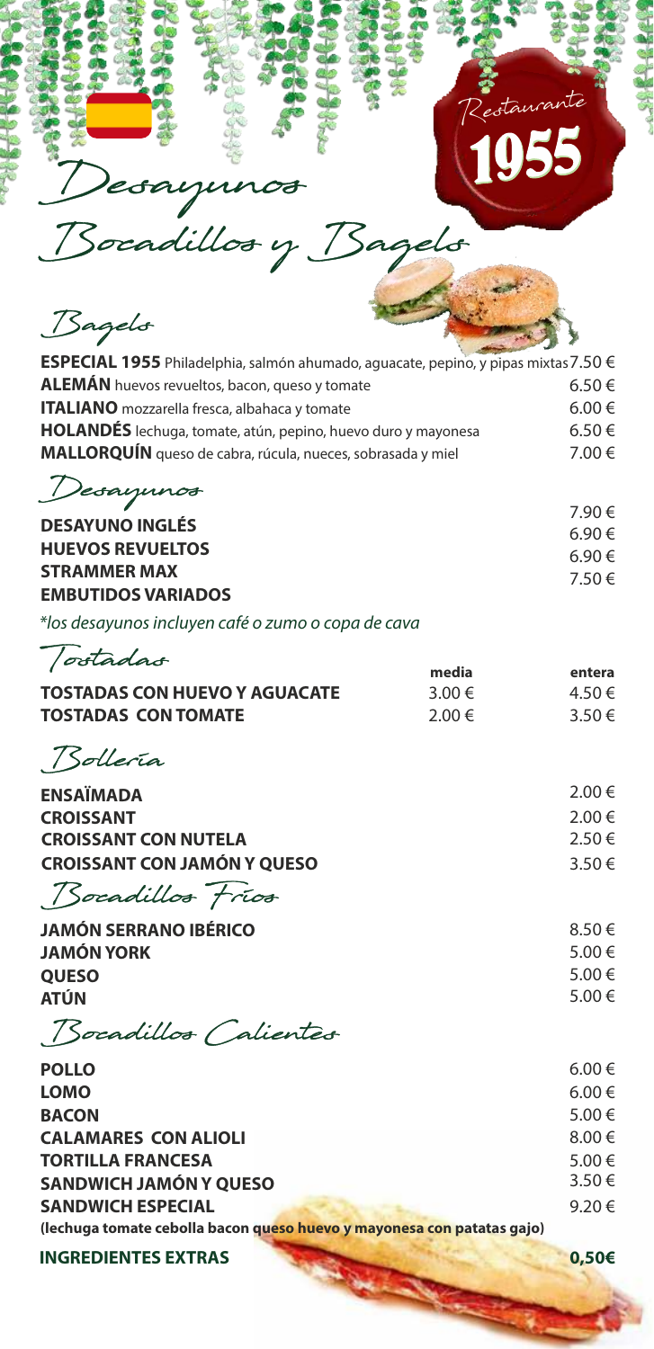Restaurante 1955

# Desayunos
# Bocadillos y Bagels

## Bagels

| | |
|---|---|
| **ESPECIAL 1955** Philadelphia, salmón ahumado, aguacate, pepino, y pipas mixtas | 7.50 € |
| **ALEMÁN** huevos revueltos, bacon, queso y tomate | 6.50 € |
| **ITALIANO** mozzarella fresca, albahaca y tomate | 6.00 € |
| **HOLANDÉS** lechuga, tomate, atún, pepino, huevo duro y mayonesa | 6.50 € |
| **MALLORQUÍN** queso de cabra, rúcula, nueces, sobrasada y miel | 7.00 € |

## Desayunos

| | |
|---|---|
| **DESAYUNO INGLÉS** | 7.90 € |
| **HUEVOS REVUELTOS** | 6.90 € |
| **STRAMMER MAX** | 6.90 € |
| **EMBUTIDOS VARIADOS** | 7.50 € |

*\*los desayunos incluyen café o zumo o copa de cava*

## Tostadas

| | media | entera |
|---|---|---|
| **TOSTADAS CON HUEVO Y AGUACATE** | 3.00 € | 4.50 € |
| **TOSTADAS CON TOMATE** | 2.00 € | 3.50 € |

## Bollería

| | |
|---|---|
| **ENSAÏMADA** | 2.00 € |
| **CROISSANT** | 2.00 € |
| **CROISSANT CON NUTELA** | 2.50 € |
| **CROISSANT CON JAMÓN Y QUESO** | 3.50 € |

## Bocadillos Fríos

| | |
|---|---|
| **JAMÓN SERRANO IBÉRICO** | 8.50 € |
| **JAMÓN YORK** | 5.00 € |
| **QUESO** | 5.00 € |
| **ATÚN** | 5.00 € |

## Bocadillos Calientes

| | |
|---|---|
| **POLLO** | 6.00 € |
| **LOMO** | 6.00 € |
| **BACON** | 5.00 € |
| **CALAMARES CON ALIOLI** | 8.00 € |
| **TORTILLA FRANCESA** | 5.00 € |
| **SANDWICH JAMÓN Y QUESO** | 3.50 € |
| **SANDWICH ESPECIAL** | 9.20 € |

**(lechuga tomate cebolla bacon queso huevo y mayonesa con patatas gajo)**

**INGREDIENTES EXTRAS** **0,50€**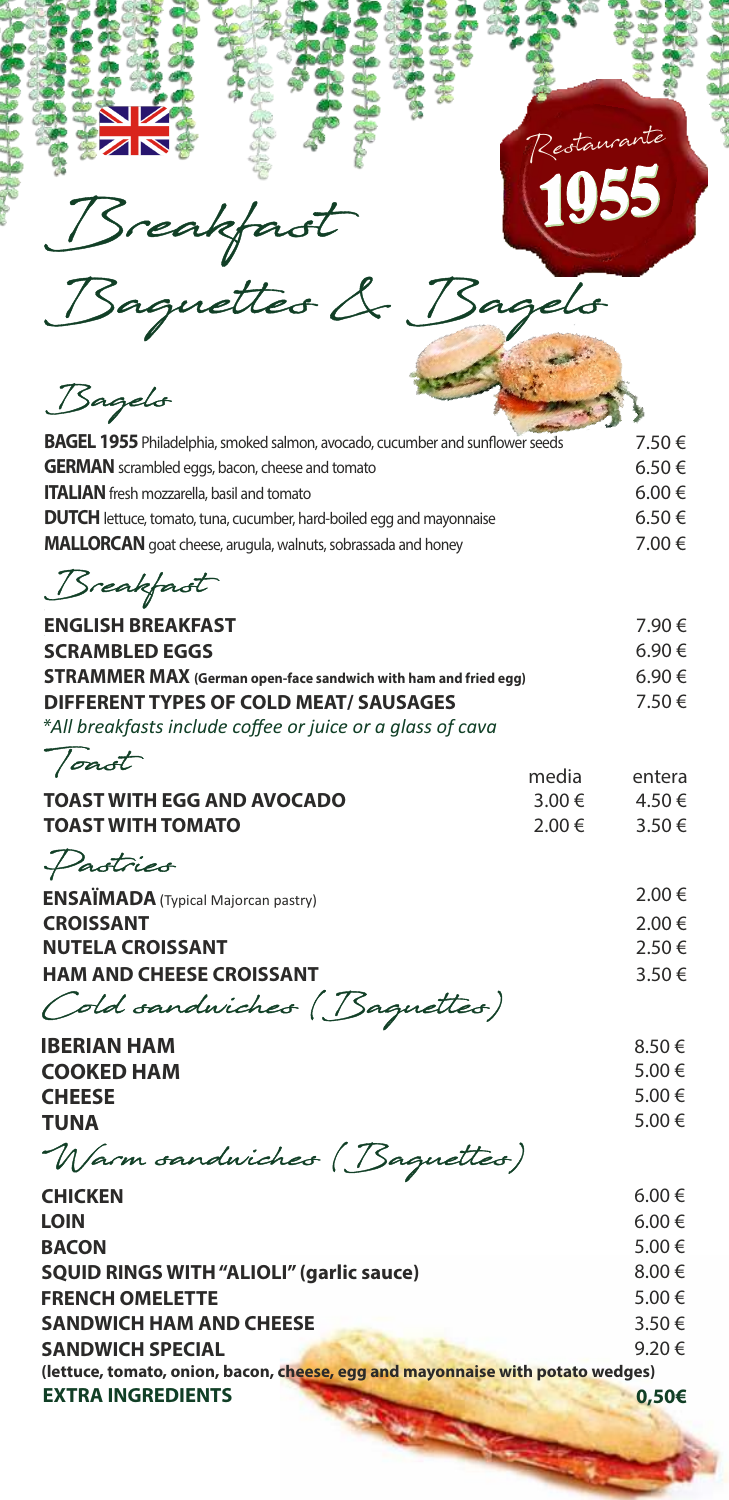Restaurante 1955

# Breakfast Baguettes & Bagels

## Bagels

| | |
|---|---|
| **BAGEL 1955** Philadelphia, smoked salmon, avocado, cucumber and sunflower seeds | 7.50 € |
| **GERMAN** scrambled eggs, bacon, cheese and tomato | 6.50 € |
| **ITALIAN** fresh mozzarella, basil and tomato | 6.00 € |
| **DUTCH** lettuce, tomato, tuna, cucumber, hard-boiled egg and mayonnaise | 6.50 € |
| **MALLORCAN** goat cheese, arugula, walnuts, sobrassada and honey | 7.00 € |

## Breakfast

| | |
|---|---|
| **ENGLISH BREAKFAST** | 7.90 € |
| **SCRAMBLED EGGS** | 6.90 € |
| **STRAMMER MAX** (German open-face sandwich with ham and fried egg) | 6.90 € |
| **DIFFERENT TYPES OF COLD MEAT/ SAUSAGES** | 7.50 € |

*\*All breakfasts include coffee or juice or a glass of cava*

## Toast

| | media | entera |
|---|---|---|
| **TOAST WITH EGG AND AVOCADO** | 3.00 € | 4.50 € |
| **TOAST WITH TOMATO** | 2.00 € | 3.50 € |

## Pastries

| | |
|---|---|
| **ENSAÏMADA** (Typical Majorcan pastry) | 2.00 € |
| **CROISSANT** | 2.00 € |
| **NUTELA CROISSANT** | 2.50 € |
| **HAM AND CHEESE CROISSANT** | 3.50 € |

## Cold sandwiches (Baguettes)

| | |
|---|---|
| **IBERIAN HAM** | 8.50 € |
| **COOKED HAM** | 5.00 € |
| **CHEESE** | 5.00 € |
| **TUNA** | 5.00 € |

## Warm sandwiches (Baguettes)

| | |
|---|---|
| **CHICKEN** | 6.00 € |
| **LOIN** | 6.00 € |
| **BACON** | 5.00 € |
| **SQUID RINGS WITH "ALIOLI" (garlic sauce)** | 8.00 € |
| **FRENCH OMELETTE** | 5.00 € |
| **SANDWICH HAM AND CHEESE** | 3.50 € |
| **SANDWICH SPECIAL** | 9.20 € |

**(lettuce, tomato, onion, bacon, cheese, egg and mayonnaise with potato wedges)**

**EXTRA INGREDIENTS** **0,50€**